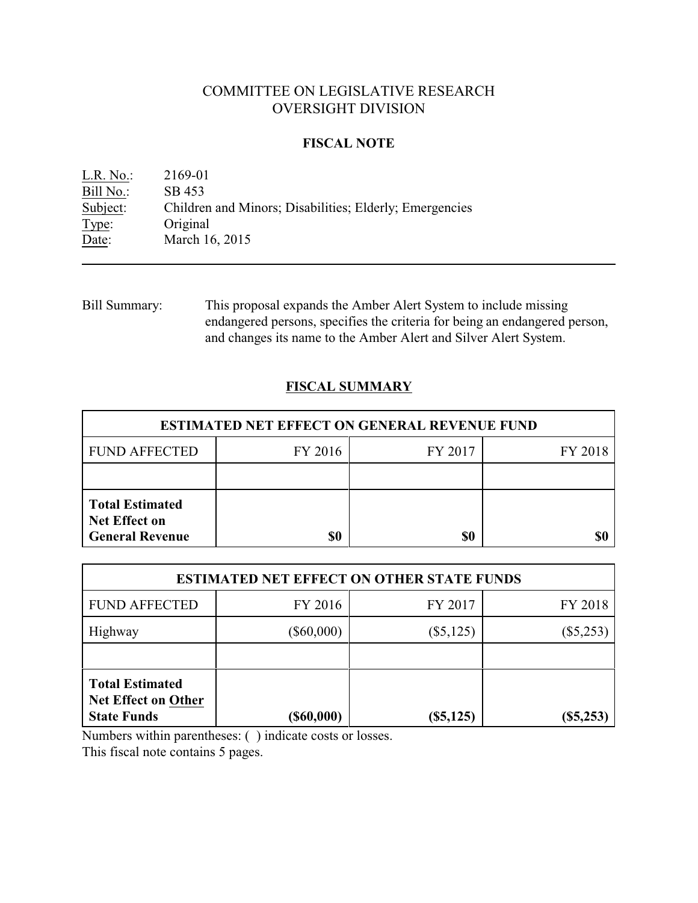# COMMITTEE ON LEGISLATIVE RESEARCH
# OVERSIGHT DIVISION

## FISCAL NOTE

L.R. No.: 2169-01
Bill No.: SB 453
Subject: Children and Minors; Disabilities; Elderly; Emergencies
Type: Original
Date: March 16, 2015

---

Bill Summary: This proposal expands the Amber Alert System to include missing endangered persons, specifies the criteria for being an endangered person, and changes its name to the Amber Alert and Silver Alert System.

## FISCAL SUMMARY

| ESTIMATED NET EFFECT ON GENERAL REVENUE FUND | | | |
|---|---|---|---|
| FUND AFFECTED | FY 2016 | FY 2017 | FY 2018 |
| | | | |
| **Total Estimated Net Effect on General Revenue** | **$0** | **$0** | **$0** |

| ESTIMATED NET EFFECT ON OTHER STATE FUNDS | | | |
|---|---|---|---|
| FUND AFFECTED | FY 2016 | FY 2017 | FY 2018 |
| Highway | ($60,000) | ($5,125) | ($5,253) |
| | | | |
| **Total Estimated Net Effect on Other State Funds** | **($60,000)** | **($5,125)** | **($5,253)** |

Numbers within parentheses: ( ) indicate costs or losses.
This fiscal note contains 5 pages.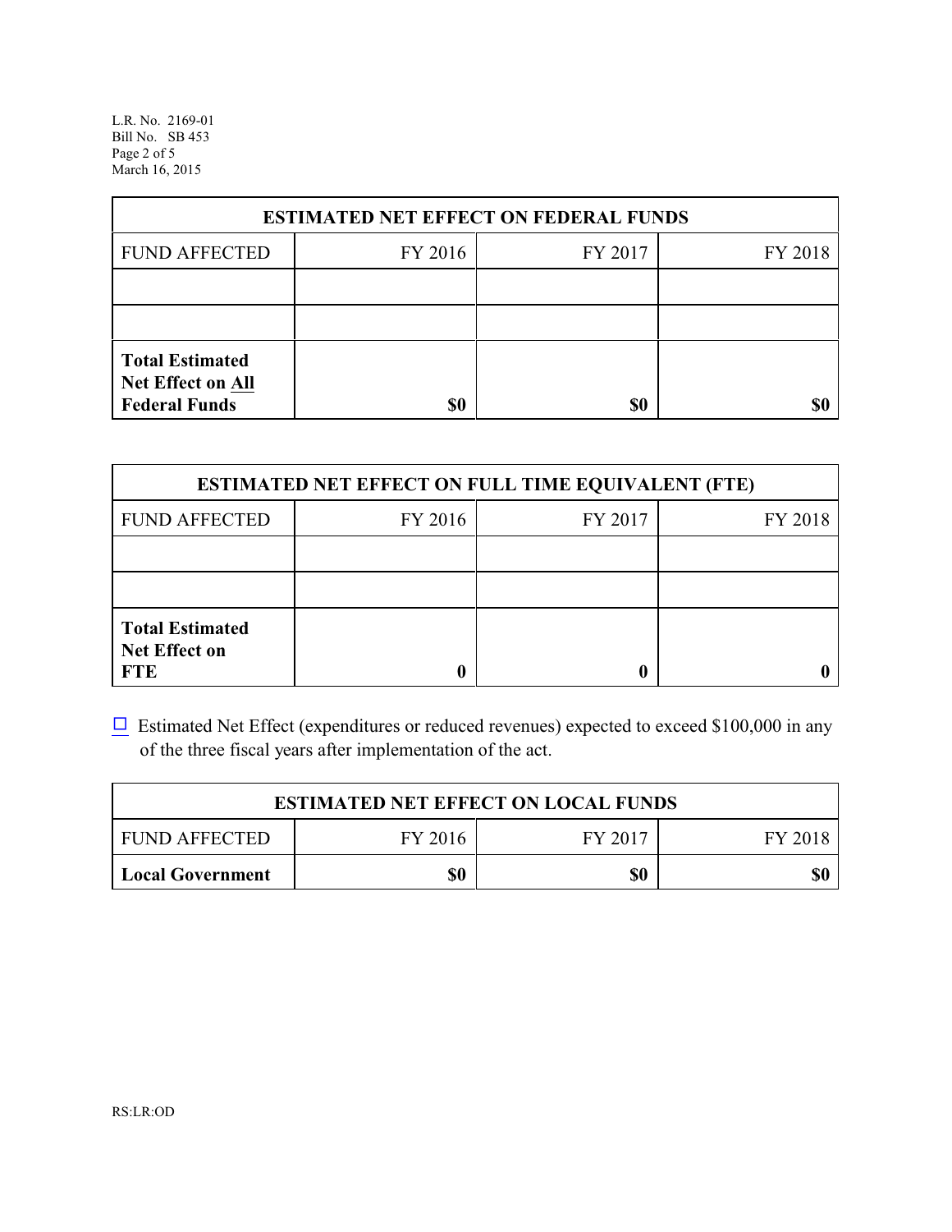| ESTIMATED NET EFFECT ON FEDERAL FUNDS | | | |
|---|---|---|---|
| FUND AFFECTED | FY 2016 | FY 2017 | FY 2018 |
| | | | |
| | | | |
| **Total Estimated Net Effect on All Federal Funds** | **$0** | **$0** | **$0** |

| ESTIMATED NET EFFECT ON FULL TIME EQUIVALENT (FTE) | | | |
|---|---|---|---|
| FUND AFFECTED | FY 2016 | FY 2017 | FY 2018 |
| | | | |
| | | | |
| **Total Estimated Net Effect on FTE** | **0** | **0** | **0** |

☐ Estimated Net Effect (expenditures or reduced revenues) expected to exceed $100,000 in any of the three fiscal years after implementation of the act.

| ESTIMATED NET EFFECT ON LOCAL FUNDS | | | |
|---|---|---|---|
| FUND AFFECTED | FY 2016 | FY 2017 | FY 2018 |
| **Local Government** | **$0** | **$0** | **$0** |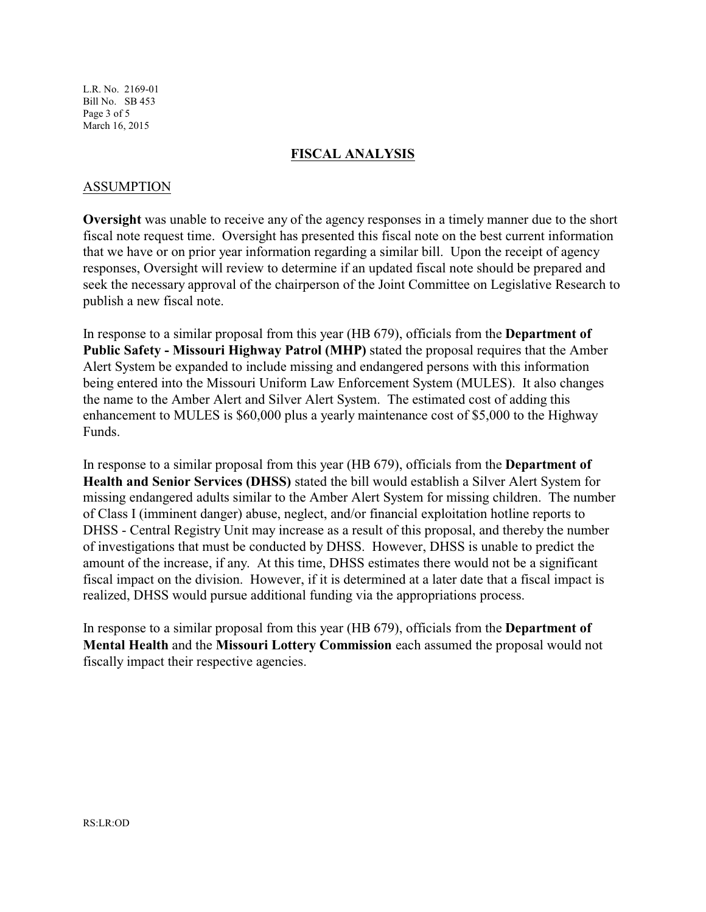## FISCAL ANALYSIS

### ASSUMPTION

**Oversight** was unable to receive any of the agency responses in a timely manner due to the short fiscal note request time. Oversight has presented this fiscal note on the best current information that we have or on prior year information regarding a similar bill. Upon the receipt of agency responses, Oversight will review to determine if an updated fiscal note should be prepared and seek the necessary approval of the chairperson of the Joint Committee on Legislative Research to publish a new fiscal note.

In response to a similar proposal from this year (HB 679), officials from the **Department of Public Safety - Missouri Highway Patrol (MHP)** stated the proposal requires that the Amber Alert System be expanded to include missing and endangered persons with this information being entered into the Missouri Uniform Law Enforcement System (MULES). It also changes the name to the Amber Alert and Silver Alert System. The estimated cost of adding this enhancement to MULES is $60,000 plus a yearly maintenance cost of $5,000 to the Highway Funds.

In response to a similar proposal from this year (HB 679), officials from the **Department of Health and Senior Services (DHSS)** stated the bill would establish a Silver Alert System for missing endangered adults similar to the Amber Alert System for missing children. The number of Class I (imminent danger) abuse, neglect, and/or financial exploitation hotline reports to DHSS - Central Registry Unit may increase as a result of this proposal, and thereby the number of investigations that must be conducted by DHSS. However, DHSS is unable to predict the amount of the increase, if any. At this time, DHSS estimates there would not be a significant fiscal impact on the division. However, if it is determined at a later date that a fiscal impact is realized, DHSS would pursue additional funding via the appropriations process.

In response to a similar proposal from this year (HB 679), officials from the **Department of Mental Health** and the **Missouri Lottery Commission** each assumed the proposal would not fiscally impact their respective agencies.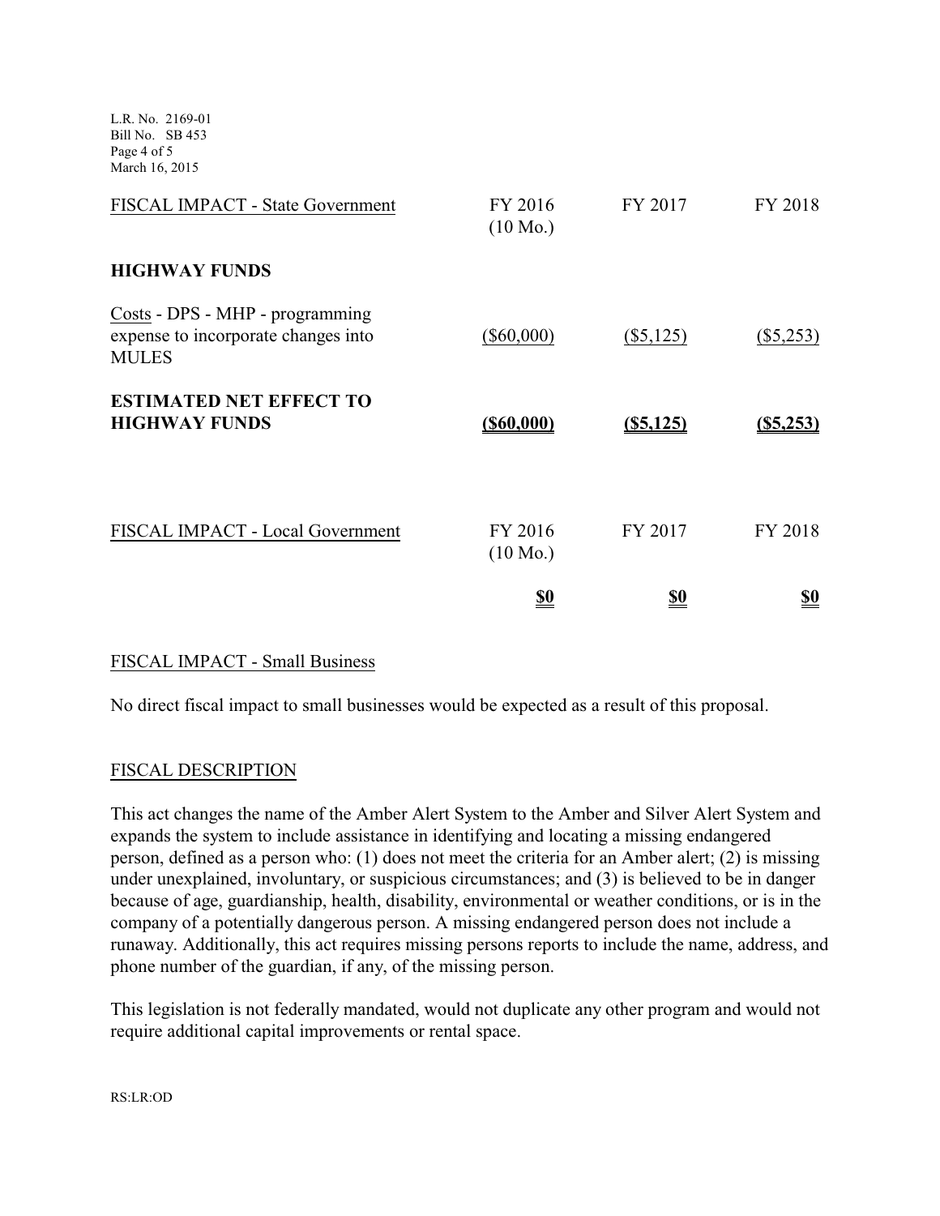| FISCAL IMPACT - State Government | FY 2016 (10 Mo.) | FY 2017 | FY 2018 |
|---|---|---|---|
| **HIGHWAY FUNDS** | | | |
| Costs - DPS - MHP - programming expense to incorporate changes into MULES | ($60,000) | ($5,125) | ($5,253) |
| **ESTIMATED NET EFFECT TO HIGHWAY FUNDS** | **($60,000)** | **($5,125)** | **($5,253)** |

| FISCAL IMPACT - Local Government | FY 2016 (10 Mo.) | FY 2017 | FY 2018 |
|---|---|---|---|
| | **$0** | **$0** | **$0** |

## FISCAL IMPACT - Small Business

No direct fiscal impact to small businesses would be expected as a result of this proposal.

## FISCAL DESCRIPTION

This act changes the name of the Amber Alert System to the Amber and Silver Alert System and expands the system to include assistance in identifying and locating a missing endangered person, defined as a person who: (1) does not meet the criteria for an Amber alert; (2) is missing under unexplained, involuntary, or suspicious circumstances; and (3) is believed to be in danger because of age, guardianship, health, disability, environmental or weather conditions, or is in the company of a potentially dangerous person. A missing endangered person does not include a runaway. Additionally, this act requires missing persons reports to include the name, address, and phone number of the guardian, if any, of the missing person.

This legislation is not federally mandated, would not duplicate any other program and would not require additional capital improvements or rental space.

RS:LR:OD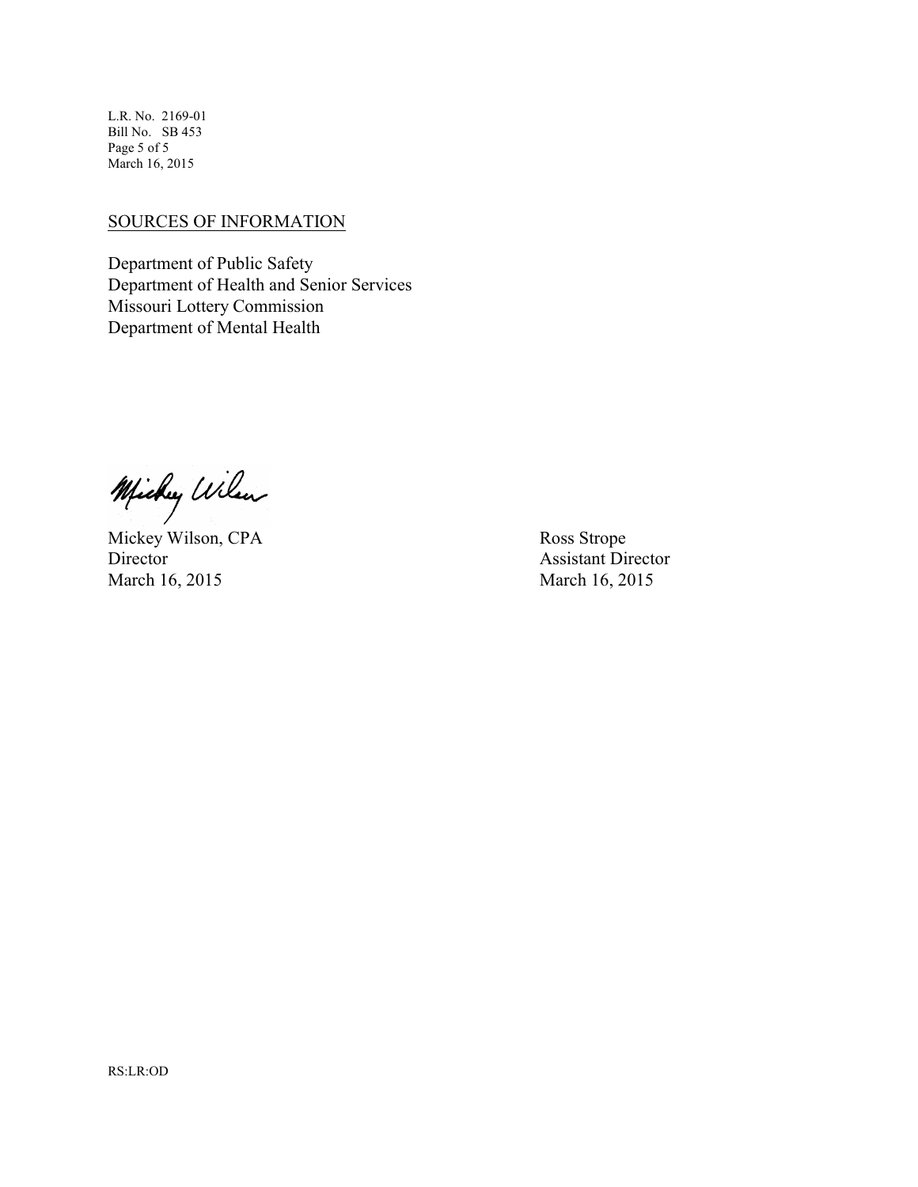## SOURCES OF INFORMATION

Department of Public Safety
Department of Health and Senior Services
Missouri Lottery Commission
Department of Mental Health

Mickey Wilson, CPA
Director
March 16, 2015

Ross Strope
Assistant Director
March 16, 2015

RS:LR:OD